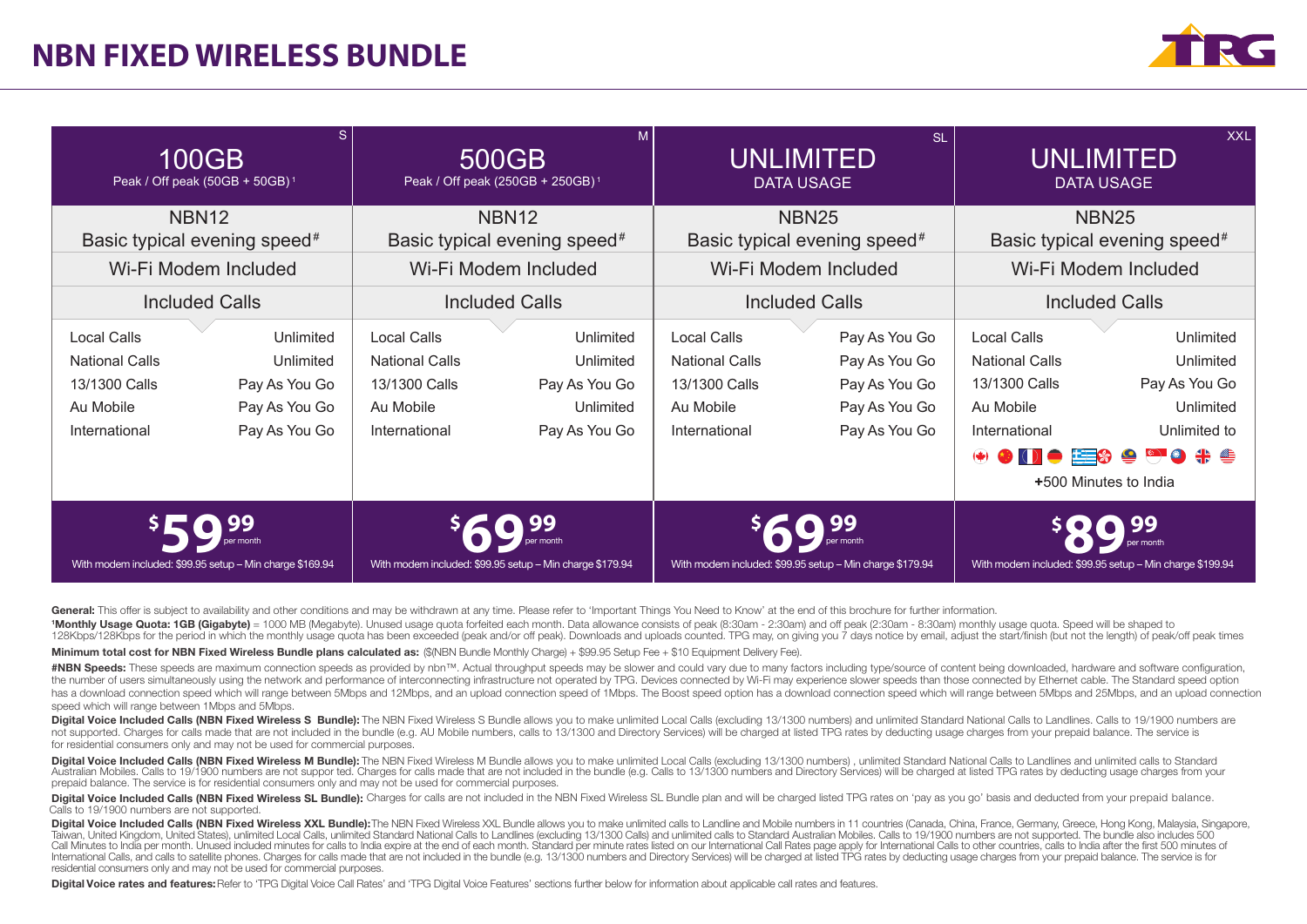# NBN FIXED WIRELESS BUNDLE

| S | M | SL | XXL |
|---|---|---|---|
| 100GB<br>Peak / Off peak (50GB + 50GB)[1] | 500GB<br>Peak / Off peak (250GB + 250GB)[1] | UNLIMITED<br>DATA USAGE | UNLIMITED<br>DATA USAGE |
| NBN12<br>Basic typical evening speed# | NBN12<br>Basic typical evening speed# | NBN25<br>Basic typical evening speed# | NBN25<br>Basic typical evening speed# |
| Wi-Fi Modem Included | Wi-Fi Modem Included | Wi-Fi Modem Included | Wi-Fi Modem Included |
| Included Calls | Included Calls | Included Calls | Included Calls |
| Local Calls: Unlimited<br>National Calls: Unlimited<br>13/1300 Calls: Pay As You Go<br>Au Mobile: Pay As You Go<br>International: Pay As You Go | Local Calls: Unlimited<br>National Calls: Unlimited<br>13/1300 Calls: Pay As You Go<br>Au Mobile: Unlimited<br>International: Pay As You Go | Local Calls: Pay As You Go<br>National Calls: Pay As You Go<br>13/1300 Calls: Pay As You Go<br>Au Mobile: Pay As You Go<br>International: Pay As You Go | Local Calls: Unlimited<br>National Calls: Unlimited<br>13/1300 Calls: Pay As You Go<br>Au Mobile: Unlimited<br>International: Unlimited to (11 countries)<br>+500 Minutes to India |
| $59.99 per month<br>With modem included: $99.95 setup – Min charge $169.94 | $69.99 per month<br>With modem included: $99.95 setup – Min charge $179.94 | $69.99 per month<br>With modem included: $99.95 setup – Min charge $179.94 | $89.99 per month<br>With modem included: $99.95 setup – Min charge $199.94 |

**General:** This offer is subject to availability and other conditions and may be withdrawn at any time. Please refer to 'Important Things You Need to Know' at the end of this brochure for further information.

[1]**Monthly Usage Quota: 1GB (Gigabyte)** = 1000 MB (Megabyte). Unused usage quota forfeited each month. Data allowance consists of peak (8:30am - 2:30am) and off peak (2:30am - 8:30am) monthly usage quota. Speed will be shaped to 128Kbps/128Kbps for the period in which the monthly usage quota has been exceeded (peak and/or off peak). Downloads and uploads counted. TPG may, on giving you 7 days notice by email, adjust the start/finish (but not the length) of peak/off peak times

**Minimum total cost for NBN Fixed Wireless Bundle plans calculated as:** ($(NBN Bundle Monthly Charge) + $99.95 Setup Fee + $10 Equipment Delivery Fee).

**#NBN Speeds:** These speeds are maximum connection speeds as provided by nbn™. Actual throughput speeds may be slower and could vary due to many factors including type/source of content being downloaded, hardware and software configuration, the number of users simultaneously using the network and performance of interconnecting infrastructure not operated by TPG. Devices connected by Wi-Fi may experience slower speeds than those connected by Ethernet cable. The Standard speed option has a download connection speed which will range between 5Mbps and 12Mbps, and an upload connection speed of 1Mbps. The Boost speed option has a download connection speed which will range between 5Mbps and 25Mbps, and an upload connection speed which will range between 1Mbps and 5Mbps.

**Digital Voice Included Calls (NBN Fixed Wireless S Bundle):** The NBN Fixed Wireless S Bundle allows you to make unlimited Local Calls (excluding 13/1300 numbers) and unlimited Standard National Calls to Landlines. Calls to 19/1900 numbers are not supported. Charges for calls made that are not included in the bundle (e.g. AU Mobile numbers, calls to 13/1300 and Directory Services) will be charged at listed TPG rates by deducting usage charges from your prepaid balance. The service is for residential consumers only and may not be used for commercial purposes.

**Digital Voice Included Calls (NBN Fixed Wireless M Bundle):** The NBN Fixed Wireless M Bundle allows you to make unlimited Local Calls (excluding 13/1300 numbers) , unlimited Standard National Calls to Landlines and unlimited calls to Standard Australian Mobiles. Calls to 19/1900 numbers are not suppor ted. Charges for calls made that are not included in the bundle (e.g. Calls to 13/1300 numbers and Directory Services) will be charged at listed TPG rates by deducting usage charges from your prepaid balance. The service is for residential consumers only and may not be used for commercial purposes.

**Digital Voice Included Calls (NBN Fixed Wireless SL Bundle):** Charges for calls are not included in the NBN Fixed Wireless SL Bundle plan and will be charged listed TPG rates on 'pay as you go' basis and deducted from your prepaid balance. Calls to 19/1900 numbers are not supported.

**Digital Voice Included Calls (NBN Fixed Wireless XXL Bundle):** The NBN Fixed Wireless XXL Bundle allows you to make unlimited calls to Landline and Mobile numbers in 11 countries (Canada, China, France, Germany, Greece, Hong Kong, Malaysia, Singapore, Taiwan, United Kingdom, United States), unlimited Local Calls, unlimited Standard National Calls to Landlines (excluding 13/1300 Calls) and unlimited calls to Standard Australian Mobiles. Calls to 19/1900 numbers are not supported. The bundle also includes 500 Call Minutes to India per month. Unused included minutes for calls to India expire at the end of each month. Standard per minute rates listed on our International Call Rates page apply for International Calls to other countries, calls to India after the first 500 minutes of International Calls, and calls to satellite phones. Charges for calls made that are not included in the bundle (e.g. 13/1300 numbers and Directory Services) will be charged at listed TPG rates by deducting usage charges from your prepaid balance. The service is for residential consumers only and may not be used for commercial purposes.

**Digital Voice rates and features:** Refer to 'TPG Digital Voice Call Rates' and 'TPG Digital Voice Features' sections further below for information about applicable call rates and features.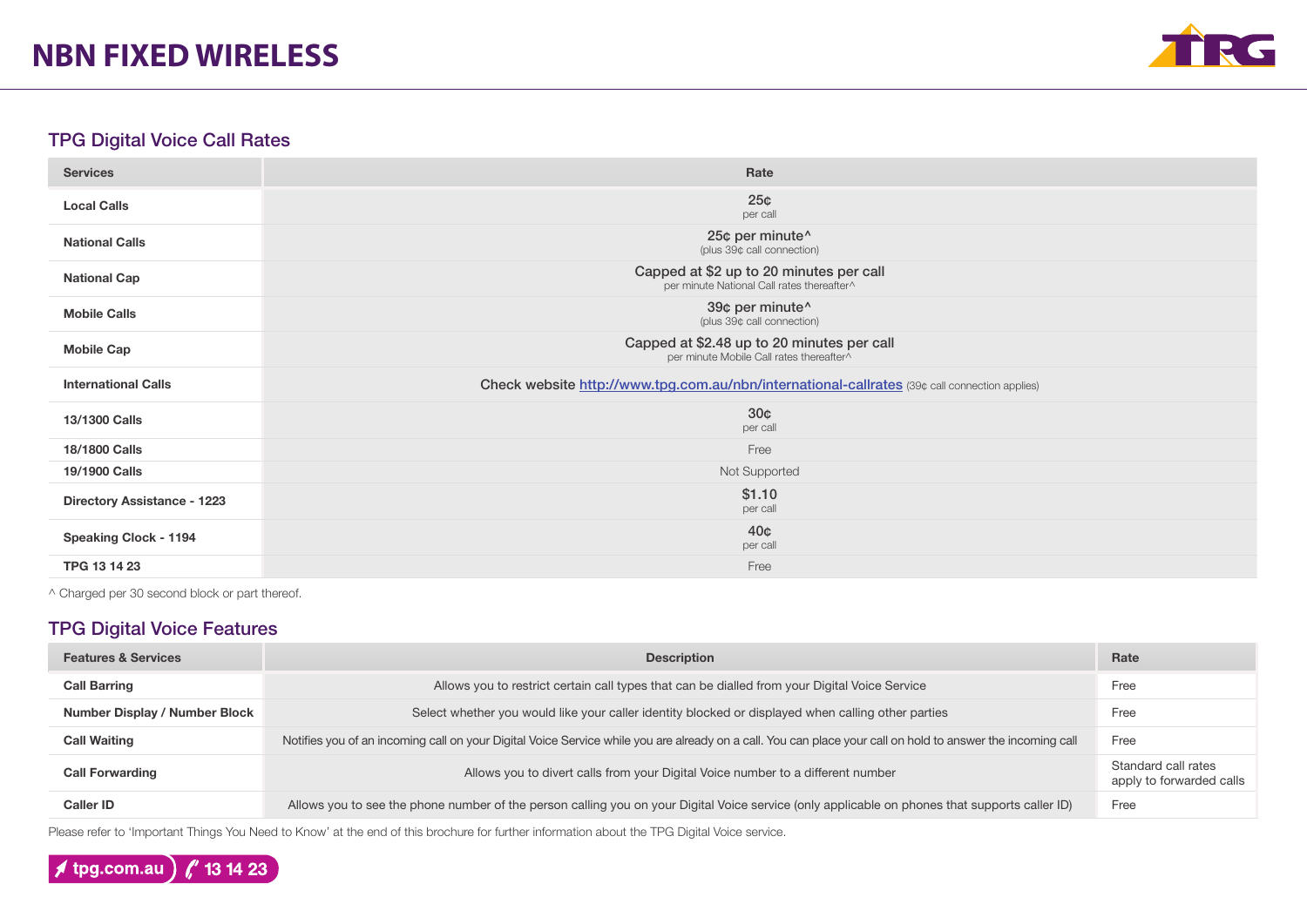# NBN FIXED WIRELESS

## TPG Digital Voice Call Rates

| Services | Rate |
|---|---|
| Local Calls | 25¢ per call |
| National Calls | 25¢ per minute^ (plus 39¢ call connection) |
| National Cap | Capped at $2 up to 20 minutes per call per minute National Call rates thereafter^ |
| Mobile Calls | 39¢ per minute^ (plus 39¢ call connection) |
| Mobile Cap | Capped at $2.48 up to 20 minutes per call per minute Mobile Call rates thereafter^ |
| International Calls | Check website http://www.tpg.com.au/nbn/international-callrates (39¢ call connection applies) |
| 13/1300 Calls | 30¢ per call |
| 18/1800 Calls | Free |
| 19/1900 Calls | Not Supported |
| Directory Assistance - 1223 | $1.10 per call |
| Speaking Clock - 1194 | 40¢ per call |
| TPG 13 14 23 | Free |

^ Charged per 30 second block or part thereof.

## TPG Digital Voice Features

| Features & Services | Description | Rate |
|---|---|---|
| Call Barring | Allows you to restrict certain call types that can be dialled from your Digital Voice Service | Free |
| Number Display / Number Block | Select whether you would like your caller identity blocked or displayed when calling other parties | Free |
| Call Waiting | Notifies you of an incoming call on your Digital Voice Service while you are already on a call. You can place your call on hold to answer the incoming call | Free |
| Call Forwarding | Allows you to divert calls from your Digital Voice number to a different number | Standard call rates apply to forwarded calls |
| Caller ID | Allows you to see the phone number of the person calling you on your Digital Voice service (only applicable on phones that supports caller ID) | Free |

Please refer to 'Important Things You Need to Know' at the end of this brochure for further information about the TPG Digital Voice service.

tpg.com.au | 13 14 23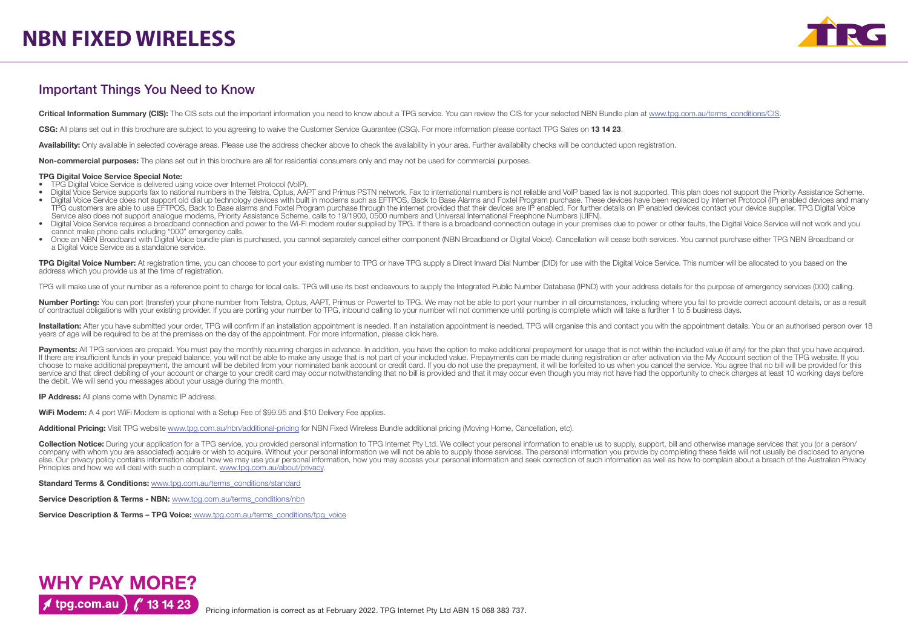# NBN FIXED WIRELESS

## Important Things You Need to Know

**Critical Information Summary (CIS):** The CIS sets out the important information you need to know about a TPG service. You can review the CIS for your selected NBN Bundle plan at www.tpg.com.au/terms_conditions/CIS.

**CSG:** All plans set out in this brochure are subject to you agreeing to waive the Customer Service Guarantee (CSG). For more information please contact TPG Sales on **13 14 23**.

**Availability:** Only available in selected coverage areas. Please use the address checker above to check the availability in your area. Further availability checks will be conducted upon registration.

**Non-commercial purposes:** The plans set out in this brochure are all for residential consumers only and may not be used for commercial purposes.

**TPG Digital Voice Service Special Note:**

- TPG Digital Voice Service is delivered using voice over Internet Protocol (VoIP).
- Digital Voice Service supports fax to national numbers in the Telstra, Optus, AAPT and Primus PSTN network. Fax to international numbers is not reliable and VoIP based fax is not supported. This plan does not support the Priority Assistance Scheme.
- Digital Voice Service does not support old dial up technology devices with built in modems such as EFTPOS, Back to Base Alarms and Foxtel Program purchase. These devices have been replaced by Internet Protocol (IP) enabled devices and many TPG customers are able to use EFTPOS, Back to Base alarms and Foxtel Program purchase through the internet provided that their devices are IP enabled. For further details on IP enabled devices contact your device supplier. TPG Digital Voice Service also does not support analogue modems, Priority Assistance Scheme, calls to 19/1900, 0500 numbers and Universal International Freephone Numbers (UIFN).
- Digital Voice Service requires a broadband connection and power to the Wi-Fi modem router supplied by TPG. If there is a broadband connection outage in your premises due to power or other faults, the Digital Voice Service will not work and you cannot make phone calls including "000" emergency calls.
- Once an NBN Broadband with Digital Voice bundle plan is purchased, you cannot separately cancel either component (NBN Broadband or Digital Voice). Cancellation will cease both services. You cannot purchase either TPG NBN Broadband or a Digital Voice Service as a standalone service.

**TPG Digital Voice Number:** At registration time, you can choose to port your existing number to TPG or have TPG supply a Direct Inward Dial Number (DID) for use with the Digital Voice Service. This number will be allocated to you based on the address which you provide us at the time of registration.

TPG will make use of your number as a reference point to charge for local calls. TPG will use its best endeavours to supply the Integrated Public Number Database (IPND) with your address details for the purpose of emergency services (000) calling.

**Number Porting:** You can port (transfer) your phone number from Telstra, Optus, AAPT, Primus or Powertel to TPG. We may not be able to port your number in all circumstances, including where you fail to provide correct account details, or as a result of contractual obligations with your existing provider. If you are porting your number to TPG, inbound calling to your number will not commence until porting is complete which will take a further 1 to 5 business days.

**Installation:** After you have submitted your order, TPG will confirm if an installation appointment is needed. If an installation appointment is needed, TPG will organise this and contact you with the appointment details. You or an authorised person over 18 years of age will be required to be at the premises on the day of the appointment. For more information, please click here.

**Payments:** All TPG services are prepaid. You must pay the monthly recurring charges in advance. In addition, you have the option to make additional prepayment for usage that is not within the included value (if any) for the plan that you have acquired. If there are insufficient funds in your prepaid balance, you will not be able to make any usage that is not part of your included value. Prepayments can be made during registration or after activation via the My Account section of the TPG website. If you choose to make additional prepayment, the amount will be debited from your nominated bank account or credit card. If you do not use the prepayment, it will be forfeited to us when you cancel the service. You agree that no bill will be provided for this service and that direct debiting of your account or charge to your credit card may occur notwithstanding that no bill is provided and that it may occur even though you may not have had the opportunity to check charges at least 10 working days before the debit. We will send you messages about your usage during the month.

**IP Address:** All plans come with Dynamic IP address.

**WiFi Modem:** A 4 port WiFi Modem is optional with a Setup Fee of $99.95 and $10 Delivery Fee applies.

**Additional Pricing:** Visit TPG website www.tpg.com.au/nbn/additional-pricing for NBN Fixed Wireless Bundle additional pricing (Moving Home, Cancellation, etc).

**Collection Notice:** During your application for a TPG service, you provided personal information to TPG Internet Pty Ltd. We collect your personal information to enable us to supply, support, bill and otherwise manage services that you (or a person/company with whom you are associated) acquire or wish to acquire. Without your personal information we will not be able to supply those services. The personal information you provide by completing these fields will not usually be disclosed to anyone else. Our privacy policy contains information about how we may use your personal information, how you may access your personal information and seek correction of such information as well as how to complain about a breach of the Australian Privacy Principles and how we will deal with such a complaint. www.tpg.com.au/about/privacy.

**Standard Terms & Conditions:** www.tpg.com.au/terms_conditions/standard

**Service Description & Terms - NBN:** www.tpg.com.au/terms_conditions/nbn

**Service Description & Terms – TPG Voice:** www.tpg.com.au/terms_conditions/tpg_voice

**WHY PAY MORE?**

tpg.com.au | 13 14 23

Pricing information is correct as at February 2022. TPG Internet Pty Ltd ABN 15 068 383 737.